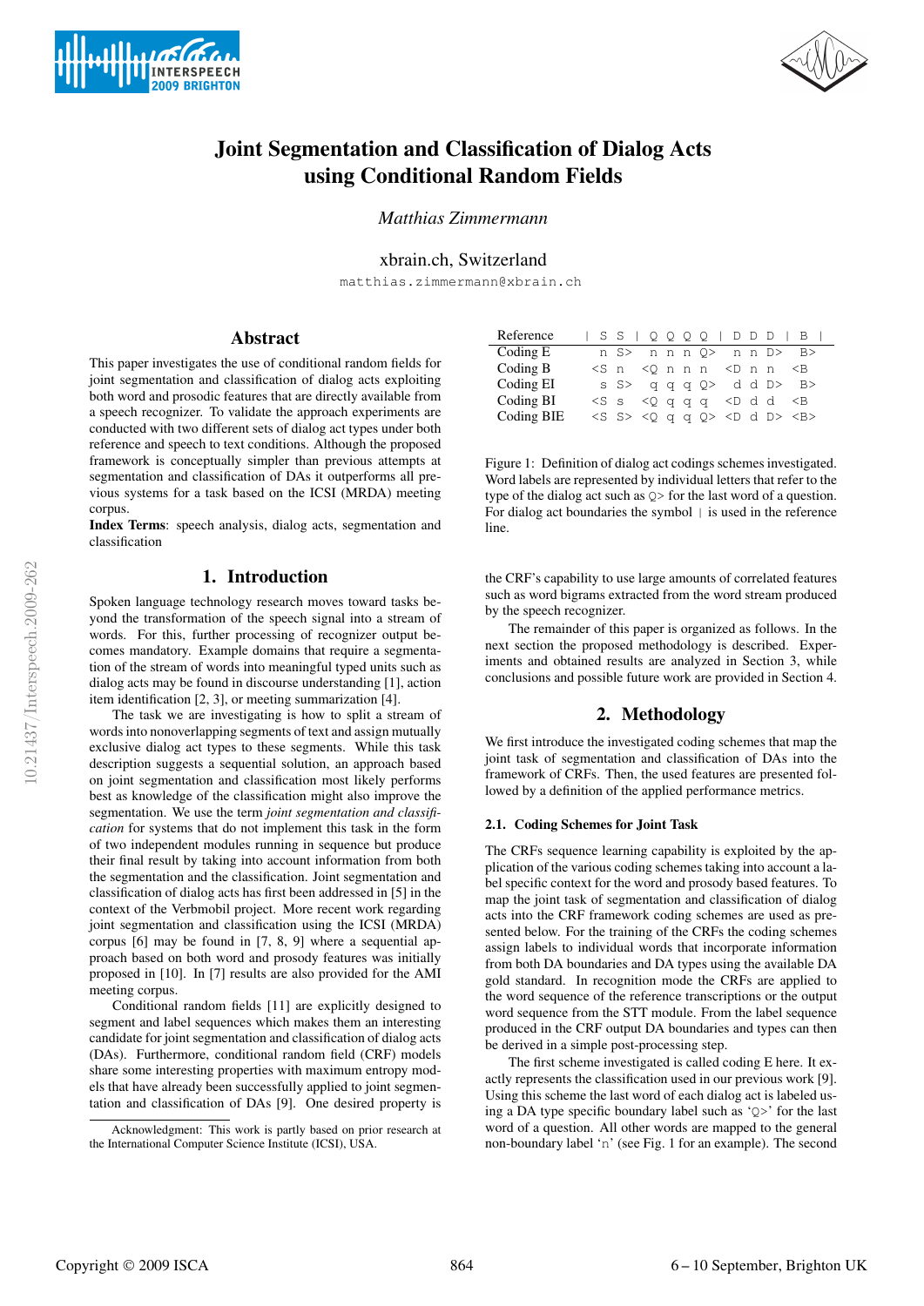# Joint Segmentation and Classification of Dialog Acts using Conditional Random Fields

*Matthias Zimmermann*

xbrain.ch, Switzerland

matthias.zimmermann@xbrain.ch

## Abstract

This paper investigates the use of conditional random fields for joint segmentation and classification of dialog acts exploiting both word and prosodic features that are directly available from a speech recognizer. To validate the approach experiments are conducted with two different sets of dialog act types under both reference and speech to text conditions. Although the proposed framework is conceptually simpler than previous attempts at segmentation and classification of DAs it outperforms all previous systems for a task based on the ICSI (MRDA) meeting corpus.

**Index Terms**: speech analysis, dialog acts, segmentation and classification

## 1. Introduction

Spoken language technology research moves toward tasks beyond the transformation of the speech signal into a stream of words. For this, further processing of recognizer output becomes mandatory. Example domains that require a segmentation of the stream of words into meaningful typed units such as dialog acts may be found in discourse understanding [1], action item identification [2, 3], or meeting summarization [4].

The task we are investigating is how to split a stream of words into nonoverlapping segments of text and assign mutually exclusive dialog act types to these segments. While this task description suggests a sequential solution, an approach based on joint segmentation and classification most likely performs best as knowledge of the classification might also improve the segmentation. We use the term *joint segmentation and classification* for systems that do not implement this task in the form of two independent modules running in sequence but produce their final result by taking into account information from both the segmentation and the classification. Joint segmentation and classification of dialog acts has first been addressed in [5] in the context of the Verbmobil project. More recent work regarding joint segmentation and classification using the ICSI (MRDA) corpus [6] may be found in [7, 8, 9] where a sequential approach based on both word and prosody features was initially proposed in [10]. In [7] results are also provided for the AMI meeting corpus.

Conditional random fields [11] are explicitly designed to segment and label sequences which makes them an interesting candidate for joint segmentation and classification of dialog acts (DAs). Furthermore, conditional random field (CRF) models share some interesting properties with maximum entropy models that have already been successfully applied to joint segmentation and classification of DAs [9]. One desired property is the CRF's capability to use large amounts of correlated features such as word bigrams extracted from the word stream produced by the speech recognizer.

The remainder of this paper is organized as follows. In the next section the proposed methodology is described. Experiments and obtained results are analyzed in Section 3, while conclusions and possible future work are provided in Section 4.

Acknowledgment: This work is partly based on prior research at the International Computer Science Institute (ICSI), USA.

| Reference | \| S S \| Q Q Q Q \| D D D \| B \| |
|---|---|
| Coding E | n S> n n n Q> n n D> B> |
| Coding B | <S n <Q n n n <D n n <B |
| Coding EI | s S> q q q Q> d d D> B> |
| Coding BI | <S s <Q q q q <D d d <B |
| Coding BIE | <S S> <Q q q Q> <D d D> <B> |

Figure 1: Definition of dialog act codings schemes investigated. Word labels are represented by individual letters that refer to the type of the dialog act such as Q> for the last word of a question. For dialog act boundaries the symbol | is used in the reference line.

## 2. Methodology

We first introduce the investigated coding schemes that map the joint task of segmentation and classification of DAs into the framework of CRFs. Then, the used features are presented followed by a definition of the applied performance metrics.

### 2.1. Coding Schemes for Joint Task

The CRFs sequence learning capability is exploited by the application of the various coding schemes taking into account a label specific context for the word and prosody based features. To map the joint task of segmentation and classification of dialog acts into the CRF framework coding schemes are used as presented below. For the training of the CRFs the coding schemes assign labels to individual words that incorporate information from both DA boundaries and DA types using the available DA gold standard. In recognition mode the CRFs are applied to the word sequence of the reference transcriptions or the output word sequence from the STT module. From the label sequence produced in the CRF output DA boundaries and types can then be derived in a simple post-processing step.

The first scheme investigated is called coding E here. It exactly represents the classification used in our previous work [9]. Using this scheme the last word of each dialog act is labeled using a DA type specific boundary label such as 'Q>' for the last word of a question. All other words are mapped to the general non-boundary label 'n' (see Fig. 1 for an example). The second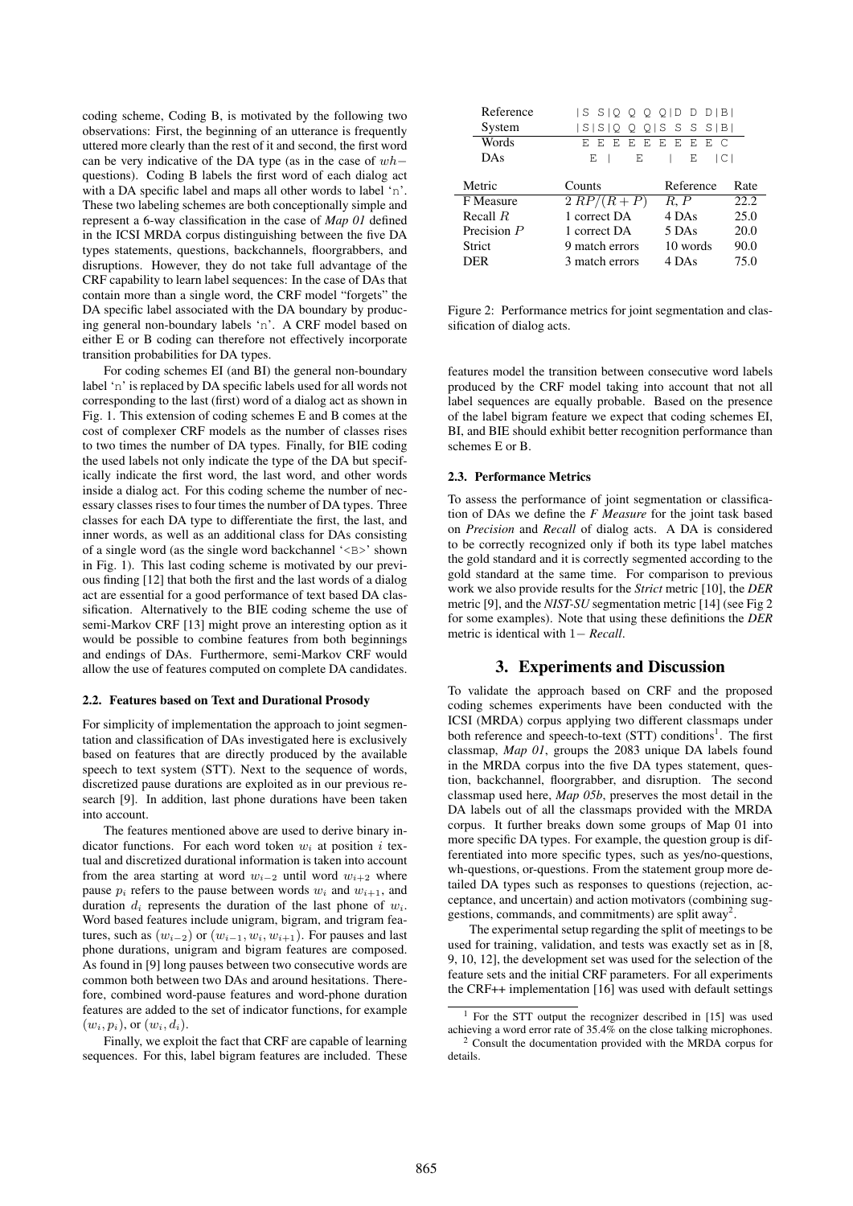coding scheme, Coding B, is motivated by the following two observations: First, the beginning of an utterance is frequently uttered more clearly than the rest of it and second, the first word can be very indicative of the DA type (as in the case of $wh-$ questions). Coding B labels the first word of each dialog act with a DA specific label and maps all other words to label '`n`'. These two labeling schemes are both conceptionally simple and represent a 6-way classification in the case of *Map 01* defined in the ICSI MRDA corpus distinguishing between the five DA types statements, questions, backchannels, floorgrabbers, and disruptions. However, they do not take full advantage of the CRF capability to learn label sequences: In the case of DAs that contain more than a single word, the CRF model "forgets" the DA specific label associated with the DA boundary by producing general non-boundary labels '`n`'. A CRF model based on either E or B coding can therefore not effectively incorporate transition probabilities for DA types.

For coding schemes EI (and BI) the general non-boundary label '`n`' is replaced by DA specific labels used for all words not corresponding to the last (first) word of a dialog act as shown in Fig. 1. This extension of coding schemes E and B comes at the cost of complexer CRF models as the number of classes rises to two times the number of DA types. Finally, for BIE coding the used labels not only indicate the type of the DA but specifically indicate the first word, the last word, and other words inside a dialog act. For this coding scheme the number of necessary classes rises to four times the number of DA types. Three classes for each DA type to differentiate the first, the last, and inner words, as well as an additional class for DAs consisting of a single word (as the single word backchannel '`<B>`' shown in Fig. 1). This last coding scheme is motivated by our previous finding [12] that both the first and the last words of a dialog act are essential for a good performance of text based DA classification. Alternatively to the BIE coding scheme the use of semi-Markov CRF [13] might prove an interesting option as it would be possible to combine features from both beginnings and endings of DAs. Furthermore, semi-Markov CRF would allow the use of features computed on complete DA candidates.

### 2.2. Features based on Text and Durational Prosody

For simplicity of implementation the approach to joint segmentation and classification of DAs investigated here is exclusively based on features that are directly produced by the available speech to text system (STT). Next to the sequence of words, discretized pause durations are exploited as in our previous research [9]. In addition, last phone durations have been taken into account.

The features mentioned above are used to derive binary indicator functions. For each word token $w_i$ at position $i$ textual and discretized durational information is taken into account from the area starting at word $w_{i-2}$ until word $w_{i+2}$ where pause $p_i$ refers to the pause between words $w_i$ and $w_{i+1}$, and duration $d_i$ represents the duration of the last phone of $w_i$. Word based features include unigram, bigram, and trigram features, such as $(w_{i-2})$ or $(w_{i-1}, w_i, w_{i+1})$. For pauses and last phone durations, unigram and bigram features are composed. As found in [9] long pauses between two consecutive words are common both between two DAs and around hesitations. Therefore, combined word-pause features and word-phone duration features are added to the set of indicator functions, for example $(w_i, p_i)$, or $(w_i, d_i)$.

Finally, we exploit the fact that CRF are capable of learning sequences. For this, label bigram features are included. These features model the transition between consecutive word labels produced by the CRF model taking into account that not all label sequences are equally probable. Based on the presence of the label bigram feature we expect that coding schemes EI, BI, and BIE should exhibit better recognition performance than schemes E or B.

```
Reference   |S S|Q Q Q Q|D D D|B|
System      |S|S|Q Q Q|S S S S|B|
Words        E E E E E E E E E C
DAs          E |   E   |  E   |C|
```

| Metric | Counts | Reference | Rate |
|---|---|---|---|
| F Measure | $2\,RP/(R+P)$ | $R, P$ | 22.2 |
| Recall $R$ | 1 correct DA | 4 DAs | 25.0 |
| Precision $P$ | 1 correct DA | 5 DAs | 20.0 |
| Strict | 9 match errors | 10 words | 90.0 |
| DER | 3 match errors | 4 DAs | 75.0 |

Figure 2: Performance metrics for joint segmentation and classification of dialog acts.

### 2.3. Performance Metrics

To assess the performance of joint segmentation or classification of DAs we define the *F Measure* for the joint task based on *Precision* and *Recall* of dialog acts. A DA is considered to be correctly recognized only if both its type label matches the gold standard and it is correctly segmented according to the gold standard at the same time. For comparison to previous work we also provide results for the *Strict* metric [10], the *DER* metric [9], and the *NIST-SU* segmentation metric [14] (see Fig 2 for some examples). Note that using these definitions the *DER* metric is identical with 1− *Recall*.

## 3. Experiments and Discussion

To validate the approach based on CRF and the proposed coding schemes experiments have been conducted with the ICSI (MRDA) corpus applying two different classmaps under both reference and speech-to-text (STT) conditions[1]. The first classmap, *Map 01*, groups the 2083 unique DA labels found in the MRDA corpus into the five DA types statement, question, backchannel, floorgrabber, and disruption. The second classmap used here, *Map 05b*, preserves the most detail in the DA labels out of all the classmaps provided with the MRDA corpus. It further breaks down some groups of Map 01 into more specific DA types. For example, the question group is differentiated into more specific types, such as yes/no-questions, wh-questions, or-questions. From the statement group more detailed DA types such as responses to questions (rejection, acceptance, and uncertain) and action motivators (combining suggestions, commands, and commitments) are split away[2].

The experimental setup regarding the split of meetings to be used for training, validation, and tests was exactly set as in [8, 9, 10, 12], the development set was used for the selection of the feature sets and the initial CRF parameters. For all experiments the CRF++ implementation [16] was used with default settings

[1] For the STT output the recognizer described in [15] was used achieving a word error rate of 35.4% on the close talking microphones.

[2] Consult the documentation provided with the MRDA corpus for details.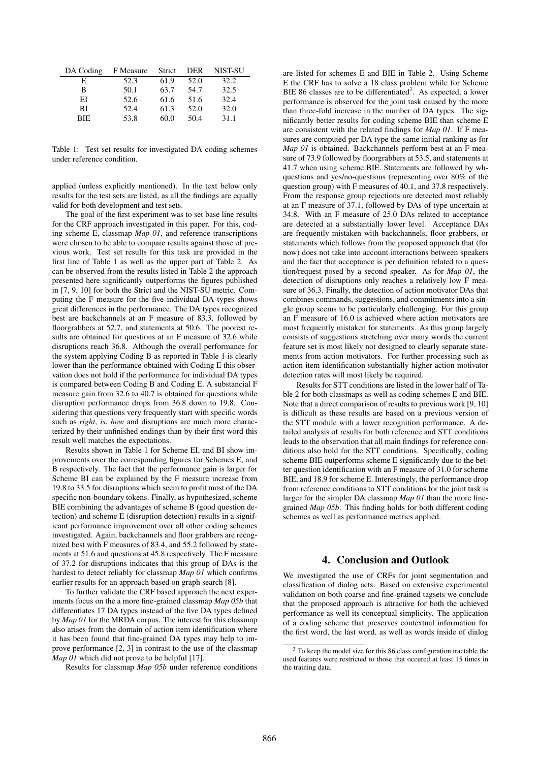| DA Coding | F Measure | Strict | DER | NIST-SU |
|---|---|---|---|---|
| E | 52.3 | 61.9 | 52.0 | 32.2 |
| B | 50.1 | 63.7 | 54.7 | 32.5 |
| EI | 52.6 | 61.6 | 51.6 | 32.4 |
| BI | 52.4 | 61.3 | 52.0 | 32.0 |
| BIE | 53.8 | 60.0 | 50.4 | 31.1 |

Table 1: Test set results for investigated DA coding schemes under reference condition.

applied (unless explicitly mentioned). In the text below only results for the test sets are listed, as all the findings are equally valid for both development and test sets.

The goal of the first experiment was to set base line results for the CRF approach investigated in this paper. For this, coding scheme E, classmap *Map 01*, and reference transcriptions were chosen to be able to compare results against those of previous work. Test set results for this task are provided in the first line of Table 1 as well as the upper part of Table 2. As can be observed from the results listed in Table 2 the approach presented here significantly outperforms the figures published in [7, 9, 10] for both the Strict and the NIST-SU metric. Computing the F measure for the five individual DA types shows great differences in the performance. The DA types recognized best are backchannels at an F measure of 83.3, followed by floorgrabbers at 52.7, and statements at 50.6. The poorest results are obtained for questions at an F measure of 32.6 while disruptions reach 36.8. Although the overall performance for the system applying Coding B as reported in Table 1 is clearly lower than the performance obtained with Coding E this observation does not hold if the performance for individual DA types is compared between Coding B and Coding E. A substancial F measure gain from 32.6 to 40.7 is obtained for questions while disruption performance drops from 36.8 down to 19.8. Considering that questions very frequently start with specific words such as *right*, *is*, *how* and disruptions are much more characterized by their unfinished endings than by their first word this result well matches the expectations.

Results shown in Table 1 for Scheme EI, and BI show improvements over the corresponding figures for Schemes E, and B respectively. The fact that the performance gain is larger for Scheme BI can be explained by the F measure increase from 19.8 to 33.5 for disruptions which seem to profit most of the DA specific non-boundary tokens. Finally, as hypothesized, scheme BIE combining the advantages of scheme B (good question detection) and scheme E (disruption detection) results in a significant performance improvement over all other coding schemes investigated. Again, backchannels and floor grabbers are recognized best with F measures of 83.4, and 55.2 followed by statements at 51.6 and questions at 45.8 respectively. The F measure of 37.2 for disruptions indicates that this group of DAs is the hardest to detect reliably for classmap *Map 01* which confirms earlier results for an approach based on graph search [8].

To further validate the CRF based approach the next experiments focus on the a more fine-grained classmap *Map 05b* that differentiates 17 DA types instead of the five DA types defined by *Map 01* for the MRDA corpus. The interest for this classmap also arises from the domain of action item identification where it has been found that fine-grained DA types may help to improve performance [2, 3] in contrast to the use of the classmap *Map 01* which did not prove to be helpful [17].

Results for classmap *Map 05b* under reference conditions are listed for schemes E and BIE in Table 2. Using Scheme E the CRF has to solve a 18 class problem while for Scheme BIE 86 classes are to be differentiated[3]. As expected, a lower performance is observed for the joint task caused by the more than three-fold increase in the number of DA types. The significantly better results for coding scheme BIE than scheme E are consistent with the related findings for *Map 01*. If F measures are computed per DA type the same initial ranking as for *Map 01* is obtained. Backchannels perform best at an F measure of 73.9 followed by floorgrabbers at 53.5, and statements at 41.7 when using scheme BIE. Statements are followed by wh-questions and yes/no-questions (representing over 80% of the question group) with F measures of 40.1, and 37.8 respectively. From the response group rejections are detected most reliably at an F measure of 37.1, followed by DAs of type uncertain at 34.8. With an F measure of 25.0 DAs related to acceptance are detected at a substantially lower level. Acceptance DAs are frequently mistaken with backchannels, floor grabbers, or statements which follows from the proposed approach that (for now) does not take into account interactions between speakers and the fact that acceptance is per definition related to a question/request posed by a second speaker. As for *Map 01*, the detection of disruptions only reaches a relatively low F measure of 36.3. Finally, the detection of action motivator DAs that combines commands, suggestions, and commitments into a single group seems to be particularly challenging. For this group an F measure of 16.0 is achieved where action motivators are most frequently mistaken for statements. As this group largely consists of suggestions stretching over many words the current feature set is most likely not designed to clearly separate statements from action motivators. For further processing such as action item identification substantially higher action motivator detection rates will most likely be required.

Results for STT conditions are listed in the lower half of Table 2 for both classmaps as well as coding schemes E and BIE. Note that a direct comparison of results to previous work [9, 10] is difficult as these results are based on a previous version of the STT module with a lower recognition performance. A detailed analysis of results for both reference and STT conditions leads to the observation that all main findings for reference conditions also hold for the STT conditions. Specifically, coding scheme BIE outperforms scheme E significantly due to the better question identification with an F measure of 31.0 for scheme BIE, and 18.9 for scheme E. Interestingly, the performance drop from reference conditions to STT conditions for the joint task is larger for the simpler DA classmap *Map 01* than the more fine-grained *Map 05b*. This finding holds for both different coding schemes as well as performance metrics applied.

## 4. Conclusion and Outlook

We investigated the use of CRFs for joint segmentation and classification of dialog acts. Based on extensive experimental validation on both coarse and fine-grained tagsets we conclude that the proposed approach is attractive for both the achieved performance as well its conceptual simplicity. The application of a coding scheme that preserves contextual information for the first word, the last word, as well as words inside of dialog

[3] To keep the model size for this 86 class configuration tractable the used features were restricted to those that occured at least 15 times in the training data.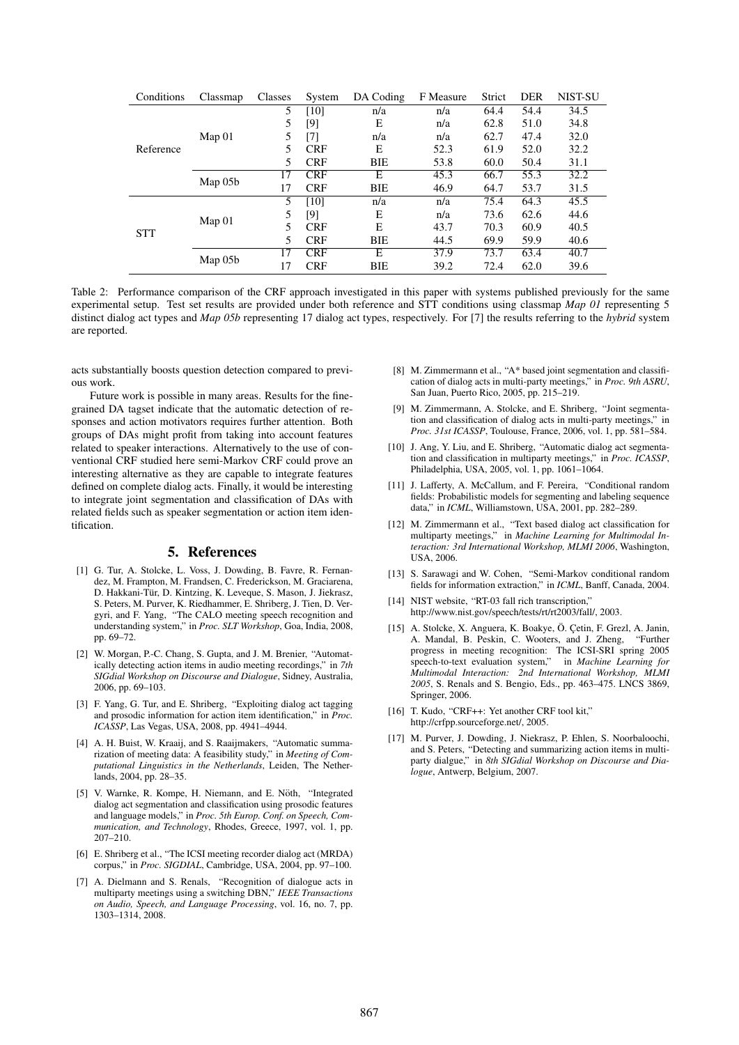| Conditions | Classmap | Classes | System | DA Coding | F Measure | Strict | DER | NIST-SU |
|---|---|---|---|---|---|---|---|---|
| Reference | Map 01 | 5 | [10] | n/a | n/a | 64.4 | 54.4 | 34.5 |
| | | 5 | [9] | E | n/a | 62.8 | 51.0 | 34.8 |
| | | 5 | [7] | n/a | n/a | 62.7 | 47.4 | 32.0 |
| | | 5 | CRF | E | 52.3 | 61.9 | 52.0 | 32.2 |
| | | 5 | CRF | BIE | 53.8 | 60.0 | 50.4 | 31.1 |
| | Map 05b | 17 | CRF | E | 45.3 | 66.7 | 55.3 | 32.2 |
| | | 17 | CRF | BIE | 46.9 | 64.7 | 53.7 | 31.5 |
| STT | Map 01 | 5 | [10] | n/a | n/a | 75.4 | 64.3 | 45.5 |
| | | 5 | [9] | E | n/a | 73.6 | 62.6 | 44.6 |
| | | 5 | CRF | E | 43.7 | 70.3 | 60.9 | 40.5 |
| | | 5 | CRF | BIE | 44.5 | 69.9 | 59.9 | 40.6 |
| | Map 05b | 17 | CRF | E | 37.9 | 73.7 | 63.4 | 40.7 |
| | | 17 | CRF | BIE | 39.2 | 72.4 | 62.0 | 39.6 |

Table 2: Performance comparison of the CRF approach investigated in this paper with systems published previously for the same experimental setup. Test set results are provided under both reference and STT conditions using classmap *Map 01* representing 5 distinct dialog act types and *Map 05b* representing 17 dialog act types, respectively. For [7] the results referring to the *hybrid* system are reported.

acts substantially boosts question detection compared to previous work.

Future work is possible in many areas. Results for the fine-grained DA tagset indicate that the automatic detection of responses and action motivators requires further attention. Both groups of DAs might profit from taking into account features related to speaker interactions. Alternatively to the use of conventional CRF studied here semi-Markov CRF could prove an interesting alternative as they are capable to integrate features defined on complete dialog acts. Finally, it would be interesting to integrate joint segmentation and classification of DAs with related fields such as speaker segmentation or action item identification.

## 5. References

[1] G. Tur, A. Stolcke, L. Voss, J. Dowding, B. Favre, R. Fernandez, M. Frampton, M. Frandsen, C. Frederickson, M. Graciarena, D. Hakkani-Tür, D. Kintzing, K. Leveque, S. Mason, J. Jiekrasz, S. Peters, M. Purver, K. Riedhammer, E. Shriberg, J. Tien, D. Vergyri, and F. Yang, "The CALO meeting speech recognition and understanding system," in *Proc. SLT Workshop*, Goa, India, 2008, pp. 69–72.

[2] W. Morgan, P.-C. Chang, S. Gupta, and J. M. Brenier, "Automatically detecting action items in audio meeting recordings," in *7th SIGdial Workshop on Discourse and Dialogue*, Sidney, Australia, 2006, pp. 69–103.

[3] F. Yang, G. Tur, and E. Shriberg, "Exploiting dialog act tagging and prosodic information for action item identification," in *Proc. ICASSP*, Las Vegas, USA, 2008, pp. 4941–4944.

[4] A. H. Buist, W. Kraaij, and S. Raaijmakers, "Automatic summarization of meeting data: A feasibility study," in *Meeting of Computational Linguistics in the Netherlands*, Leiden, The Netherlands, 2004, pp. 28–35.

[5] V. Warnke, R. Kompe, H. Niemann, and E. Nöth, "Integrated dialog act segmentation and classification using prosodic features and language models," in *Proc. 5th Europ. Conf. on Speech, Communication, and Technology*, Rhodes, Greece, 1997, vol. 1, pp. 207–210.

[6] E. Shriberg et al., "The ICSI meeting recorder dialog act (MRDA) corpus," in *Proc. SIGDIAL*, Cambridge, USA, 2004, pp. 97–100.

[7] A. Dielmann and S. Renals, "Recognition of dialogue acts in multiparty meetings using a switching DBN," *IEEE Transactions on Audio, Speech, and Language Processing*, vol. 16, no. 7, pp. 1303–1314, 2008.

[8] M. Zimmermann et al., "A* based joint segmentation and classification of dialog acts in multi-party meetings," in *Proc. 9th ASRU*, San Juan, Puerto Rico, 2005, pp. 215–219.

[9] M. Zimmermann, A. Stolcke, and E. Shriberg, "Joint segmentation and classification of dialog acts in multi-party meetings," in *Proc. 31st ICASSP*, Toulouse, France, 2006, vol. 1, pp. 581–584.

[10] J. Ang, Y. Liu, and E. Shriberg, "Automatic dialog act segmentation and classification in multiparty meetings," in *Proc. ICASSP*, Philadelphia, USA, 2005, vol. 1, pp. 1061–1064.

[11] J. Lafferty, A. McCallum, and F. Pereira, "Conditional random fields: Probabilistic models for segmenting and labeling sequence data," in *ICML*, Williamstown, USA, 2001, pp. 282–289.

[12] M. Zimmermann et al., "Text based dialog act classification for multiparty meetings," in *Machine Learning for Multimodal Interaction: 3rd International Workshop, MLMI 2006*, Washington, USA, 2006.

[13] S. Sarawagi and W. Cohen, "Semi-Markov conditional random fields for information extraction," in *ICML*, Banff, Canada, 2004.

[14] NIST website, "RT-03 fall rich transcription," http://www.nist.gov/speech/tests/rt/rt2003/fall/, 2003.

[15] A. Stolcke, X. Anguera, K. Boakye, Ö. Çetin, F. Grezl, A. Janin, A. Mandal, B. Peskin, C. Wooters, and J. Zheng, "Further progress in meeting recognition: The ICSI-SRI spring 2005 speech-to-text evaluation system," in *Machine Learning for Multimodal Interaction: 2nd International Workshop, MLMI 2005*, S. Renals and S. Bengio, Eds., pp. 463–475. LNCS 3869, Springer, 2006.

[16] T. Kudo, "CRF++: Yet another CRF tool kit," http://crfpp.sourceforge.net/, 2005.

[17] M. Purver, J. Dowding, J. Niekrasz, P. Ehlen, S. Noorbaloochi, and S. Peters, "Detecting and summarizing action items in multiparty dialgue," in *8th SIGdial Workshop on Discourse and Dialogue*, Antwerp, Belgium, 2007.